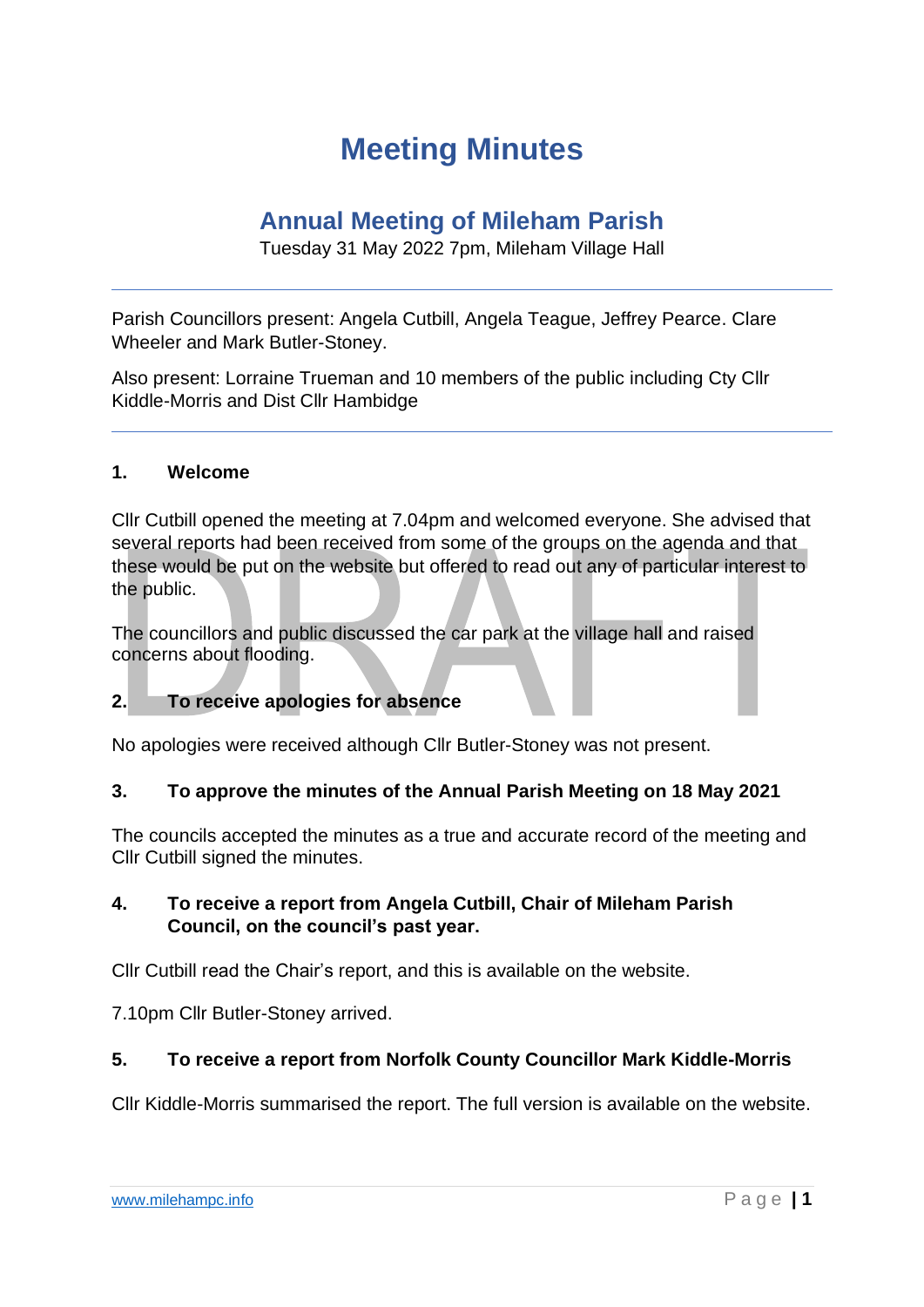# Meeting Minutes

## Annual Meeting of Mileham Parish

Tuesday 31 May 2022 7pm, Mileham Village Hall

---

Parish Councillors present: Angela Cutbill, Angela Teague, Jeffrey Pearce. Clare Wheeler and Mark Butler-Stoney.

Also present: Lorraine Trueman and 10 members of the public including Cty Cllr Kiddle-Morris and Dist Cllr Hambidge

---

### 1. Welcome

Cllr Cutbill opened the meeting at 7.04pm and welcomed everyone. She advised that several reports had been received from some of the groups on the agenda and that these would be put on the website but offered to read out any of particular interest to the public.

The councillors and public discussed the car park at the village hall and raised concerns about flooding.

### 2. To receive apologies for absence

No apologies were received although Cllr Butler-Stoney was not present.

### 3. To approve the minutes of the Annual Parish Meeting on 18 May 2021

The councils accepted the minutes as a true and accurate record of the meeting and Cllr Cutbill signed the minutes.

### 4. To receive a report from Angela Cutbill, Chair of Mileham Parish Council, on the council's past year.

Cllr Cutbill read the Chair's report, and this is available on the website.

7.10pm Cllr Butler-Stoney arrived.

### 5. To receive a report from Norfolk County Councillor Mark Kiddle-Morris

Cllr Kiddle-Morris summarised the report. The full version is available on the website.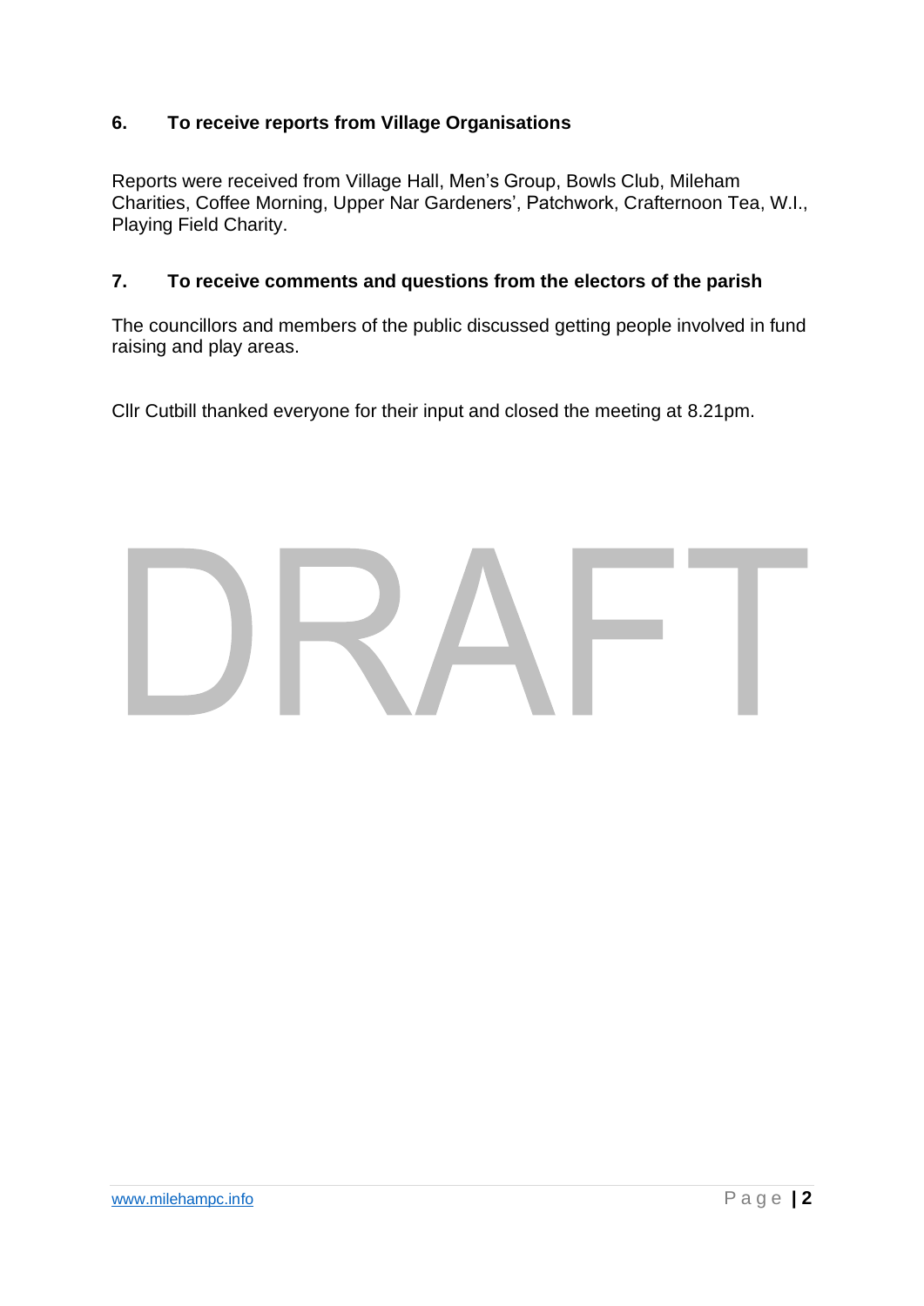## 6. To receive reports from Village Organisations

Reports were received from Village Hall, Men's Group, Bowls Club, Mileham Charities, Coffee Morning, Upper Nar Gardeners', Patchwork, Crafternoon Tea, W.I., Playing Field Charity.

## 7. To receive comments and questions from the electors of the parish

The councillors and members of the public discussed getting people involved in fund raising and play areas.

Cllr Cutbill thanked everyone for their input and closed the meeting at 8.21pm.

DRAFT